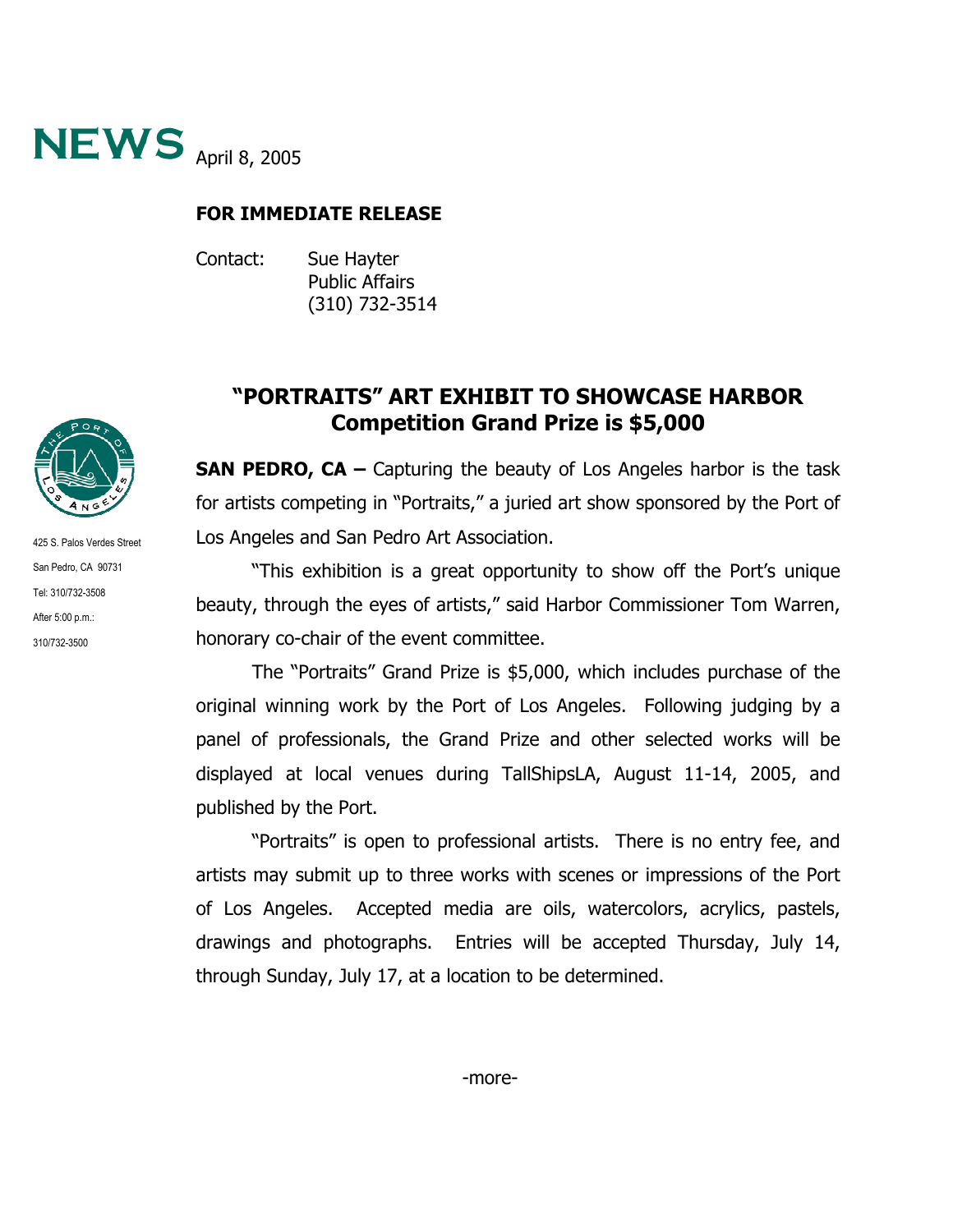# NEWS April 8, 2005

**FOR IMMEDIATE RELEASE**

Contact: Sue Hayter
Public Affairs
(310) 732-3514

425 S. Palos Verdes Street
San Pedro, CA 90731
Tel: 310/732-3508
After 5:00 p.m.:
310/732-3500

## "PORTRAITS" ART EXHIBIT TO SHOWCASE HARBOR
## Competition Grand Prize is $5,000

**SAN PEDRO, CA –** Capturing the beauty of Los Angeles harbor is the task for artists competing in "Portraits," a juried art show sponsored by the Port of Los Angeles and San Pedro Art Association.

"This exhibition is a great opportunity to show off the Port's unique beauty, through the eyes of artists," said Harbor Commissioner Tom Warren, honorary co-chair of the event committee.

The "Portraits" Grand Prize is $5,000, which includes purchase of the original winning work by the Port of Los Angeles. Following judging by a panel of professionals, the Grand Prize and other selected works will be displayed at local venues during TallShipsLA, August 11-14, 2005, and published by the Port.

"Portraits" is open to professional artists. There is no entry fee, and artists may submit up to three works with scenes or impressions of the Port of Los Angeles. Accepted media are oils, watercolors, acrylics, pastels, drawings and photographs. Entries will be accepted Thursday, July 14, through Sunday, July 17, at a location to be determined.

-more-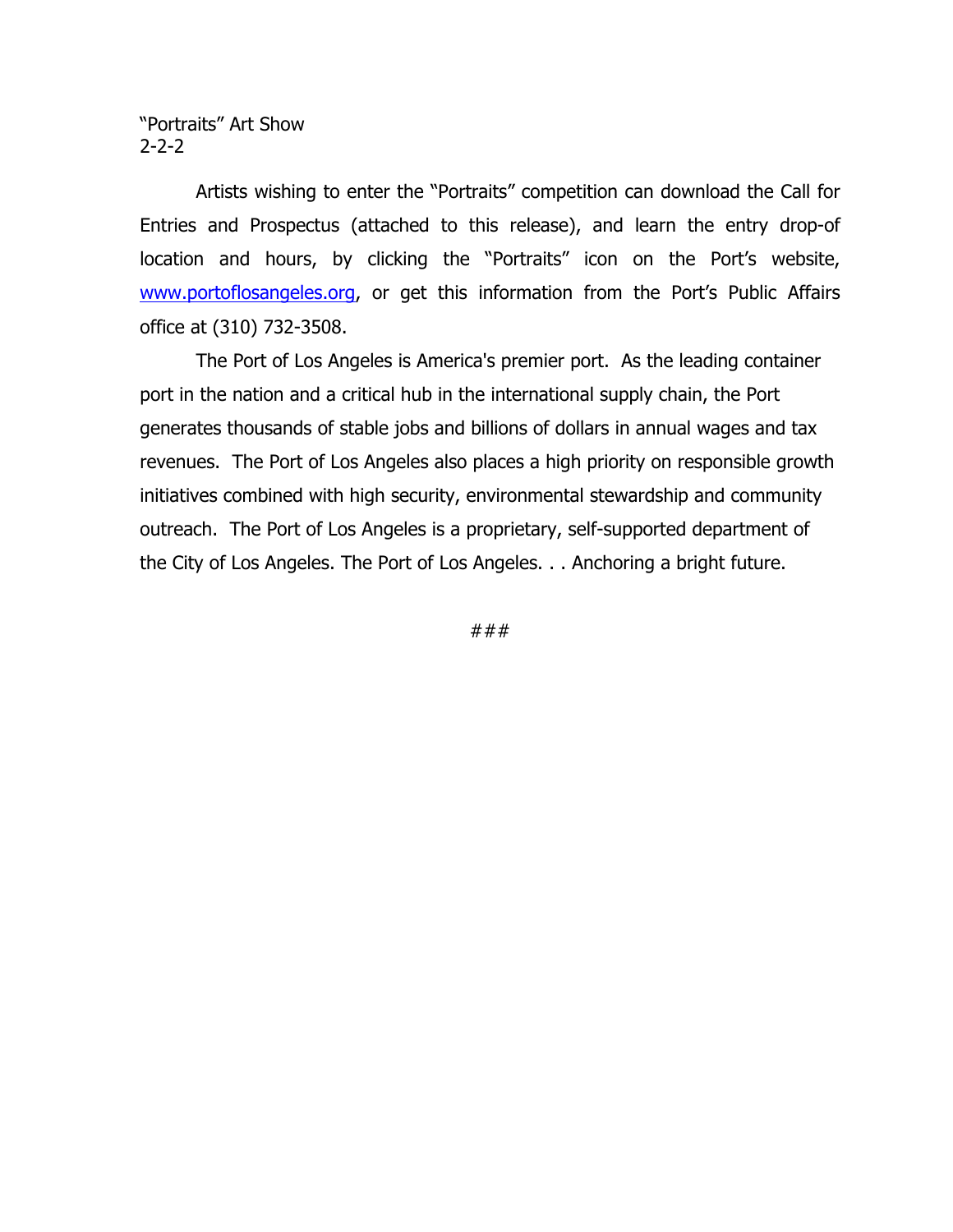Artists wishing to enter the "Portraits" competition can download the Call for Entries and Prospectus (attached to this release), and learn the entry drop-of location and hours, by clicking the "Portraits" icon on the Port's website, www.portoflosangeles.org, or get this information from the Port's Public Affairs office at (310) 732-3508.

The Port of Los Angeles is America's premier port. As the leading container port in the nation and a critical hub in the international supply chain, the Port generates thousands of stable jobs and billions of dollars in annual wages and tax revenues. The Port of Los Angeles also places a high priority on responsible growth initiatives combined with high security, environmental stewardship and community outreach. The Port of Los Angeles is a proprietary, self-supported department of the City of Los Angeles. The Port of Los Angeles. . . Anchoring a bright future.

###